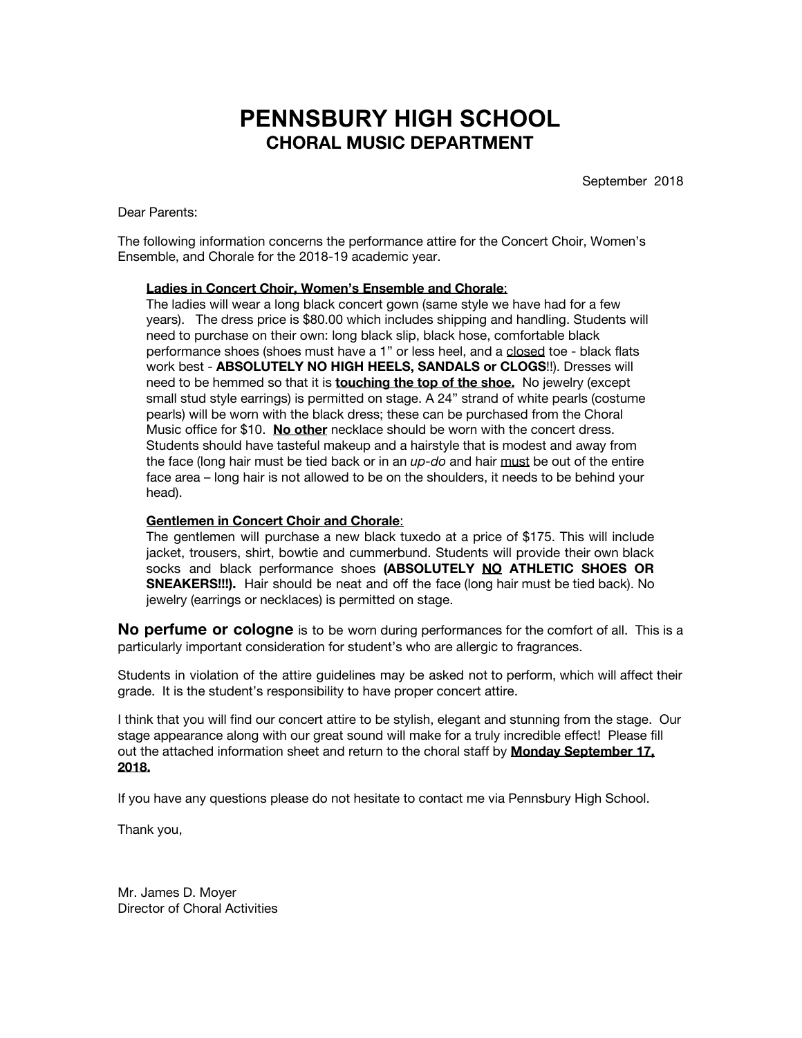# PENNSBURY HIGH SCHOOL
## CHORAL MUSIC DEPARTMENT

September 2018

Dear Parents:

The following information concerns the performance attire for the Concert Choir, Women's Ensemble, and Chorale for the 2018-19 academic year.

**<u>Ladies in Concert Choir, Women's Ensemble and Chorale</u>**:
The ladies will wear a long black concert gown (same style we have had for a few years). The dress price is $80.00 which includes shipping and handling. Students will need to purchase on their own: long black slip, black hose, comfortable black performance shoes (shoes must have a 1" or less heel, and a <u>closed</u> toe - black flats work best - **ABSOLUTELY NO HIGH HEELS, SANDALS or CLOGS**!!). Dresses will need to be hemmed so that it is **<u>touching the top of the shoe.</u>** No jewelry (except small stud style earrings) is permitted on stage. A 24" strand of white pearls (costume pearls) will be worn with the black dress; these can be purchased from the Choral Music office for $10. **<u>No other</u>** necklace should be worn with the concert dress. Students should have tasteful makeup and a hairstyle that is modest and away from the face (long hair must be tied back or in an *up-do* and hair <u>must</u> be out of the entire face area – long hair is not allowed to be on the shoulders, it needs to be behind your head).

**<u>Gentlemen in Concert Choir and Chorale</u>**:
The gentlemen will purchase a new black tuxedo at a price of $175. This will include jacket, trousers, shirt, bowtie and cummerbund. Students will provide their own black socks and black performance shoes **(ABSOLUTELY <u>NO</u> ATHLETIC SHOES OR SNEAKERS!!!).** Hair should be neat and off the face (long hair must be tied back). No jewelry (earrings or necklaces) is permitted on stage.

**No perfume or cologne** is to be worn during performances for the comfort of all. This is a particularly important consideration for student's who are allergic to fragrances.

Students in violation of the attire guidelines may be asked not to perform, which will affect their grade. It is the student's responsibility to have proper concert attire.

I think that you will find our concert attire to be stylish, elegant and stunning from the stage. Our stage appearance along with our great sound will make for a truly incredible effect! Please fill out the attached information sheet and return to the choral staff by **<u>Monday September 17, 2018.</u>**

If you have any questions please do not hesitate to contact me via Pennsbury High School.

Thank you,

Mr. James D. Moyer
Director of Choral Activities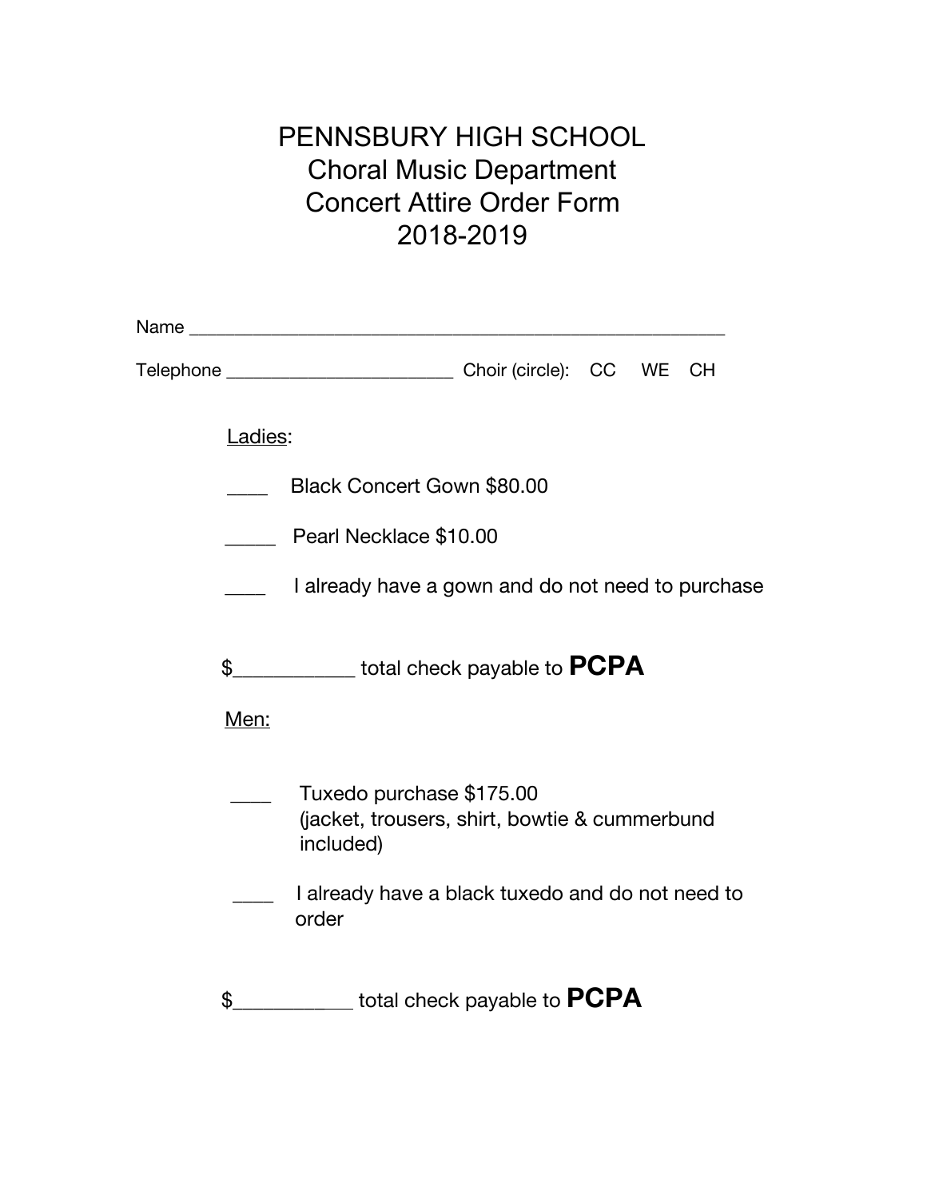# PENNSBURY HIGH SCHOOL
## Choral Music Department
## Concert Attire Order Form
## 2018-2019

Name ____________________________________________________________

Telephone ________________________ Choir (circle): CC WE CH

Ladies:

____ Black Concert Gown $80.00

_____ Pearl Necklace $10.00

____ I already have a gown and do not need to purchase

$___________ total check payable to **PCPA**

Men:

____ Tuxedo purchase $175.00
(jacket, trousers, shirt, bowtie & cummerbund included)

____ I already have a black tuxedo and do not need to order

$___________ total check payable to **PCPA**